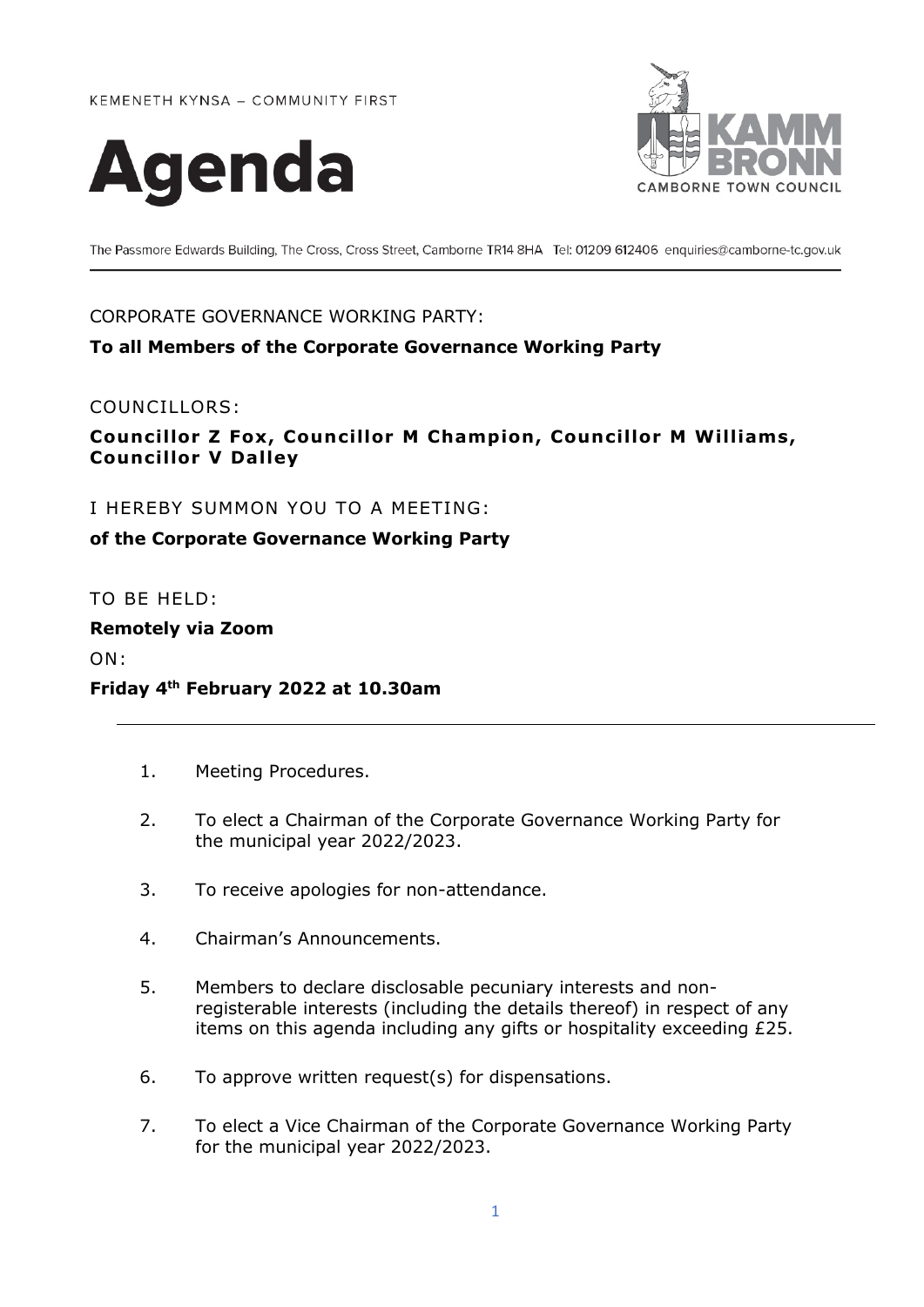KEMENETH KYNSA – COMMUNITY FIRST

# Agenda

KAMM BRONN
CAMBORNE TOWN COUNCIL

The Passmore Edwards Building, The Cross, Cross Street, Camborne TR14 8HA Tel: 01209 612406 enquiries@camborne-tc.gov.uk

CORPORATE GOVERNANCE WORKING PARTY:

**To all Members of the Corporate Governance Working Party**

COUNCILLORS:

**Councillor Z Fox, Councillor M Champion, Councillor M Williams, Councillor V Dalley**

I HEREBY SUMMON YOU TO A MEETING:

**of the Corporate Governance Working Party**

TO BE HELD:

**Remotely via Zoom**

ON:

**Friday 4th February 2022 at 10.30am**

---

1. Meeting Procedures.

2. To elect a Chairman of the Corporate Governance Working Party for the municipal year 2022/2023.

3. To receive apologies for non-attendance.

4. Chairman's Announcements.

5. Members to declare disclosable pecuniary interests and non-registerable interests (including the details thereof) in respect of any items on this agenda including any gifts or hospitality exceeding £25.

6. To approve written request(s) for dispensations.

7. To elect a Vice Chairman of the Corporate Governance Working Party for the municipal year 2022/2023.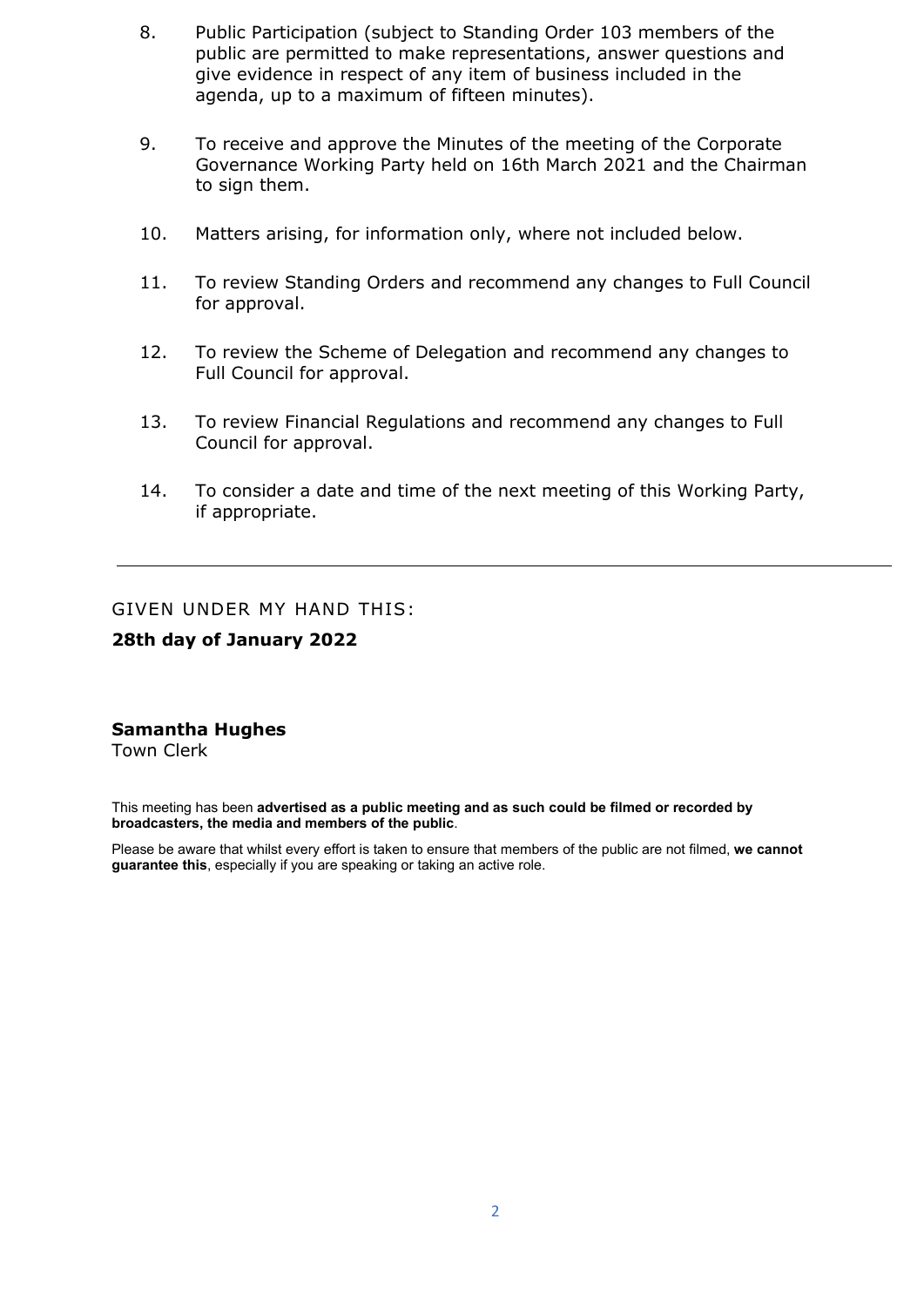8. Public Participation (subject to Standing Order 103 members of the public are permitted to make representations, answer questions and give evidence in respect of any item of business included in the agenda, up to a maximum of fifteen minutes).

9. To receive and approve the Minutes of the meeting of the Corporate Governance Working Party held on 16th March 2021 and the Chairman to sign them.

10. Matters arising, for information only, where not included below.

11. To review Standing Orders and recommend any changes to Full Council for approval.

12. To review the Scheme of Delegation and recommend any changes to Full Council for approval.

13. To review Financial Regulations and recommend any changes to Full Council for approval.

14. To consider a date and time of the next meeting of this Working Party, if appropriate.

---

GIVEN UNDER MY HAND THIS:

**28th day of January 2022**

**Samantha Hughes**
Town Clerk

This meeting has been **advertised as a public meeting and as such could be filmed or recorded by broadcasters, the media and members of the public**.

Please be aware that whilst every effort is taken to ensure that members of the public are not filmed, **we cannot guarantee this**, especially if you are speaking or taking an active role.